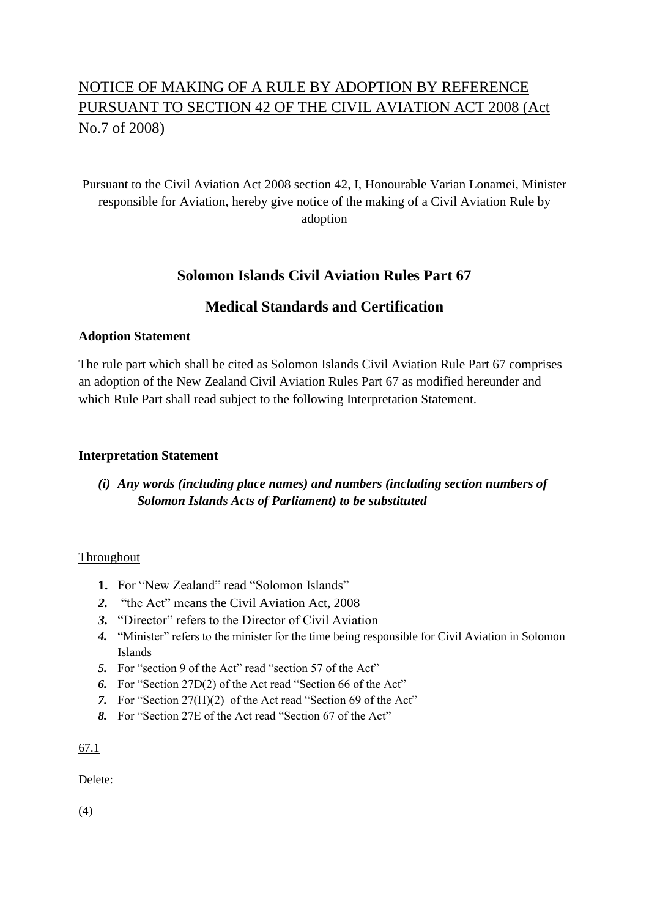NOTICE OF MAKING OF A RULE BY ADOPTION BY REFERENCE PURSUANT TO SECTION 42 OF THE CIVIL AVIATION ACT 2008 (Act No.7 of 2008)

Pursuant to the Civil Aviation Act 2008 section 42, I, Honourable Varian Lonamei, Minister responsible for Aviation, hereby give notice of the making of a Civil Aviation Rule by adoption

## Solomon Islands Civil Aviation Rules Part 67

## Medical Standards and Certification

**Adoption Statement**

The rule part which shall be cited as Solomon Islands Civil Aviation Rule Part 67 comprises an adoption of the New Zealand Civil Aviation Rules Part 67 as modified hereunder and which Rule Part shall read subject to the following Interpretation Statement.

**Interpretation Statement**

***(i) Any words (including place names) and numbers (including section numbers of Solomon Islands Acts of Parliament) to be substituted***

Throughout

1. For "New Zealand" read "Solomon Islands"
2. "the Act" means the Civil Aviation Act, 2008
3. "Director" refers to the Director of Civil Aviation
4. "Minister" refers to the minister for the time being responsible for Civil Aviation in Solomon Islands
5. For "section 9 of the Act" read "section 57 of the Act"
6. For "Section 27D(2) of the Act read "Section 66 of the Act"
7. For "Section 27(H)(2) of the Act read "Section 69 of the Act"
8. For "Section 27E of the Act read "Section 67 of the Act"

67.1

Delete:

(4)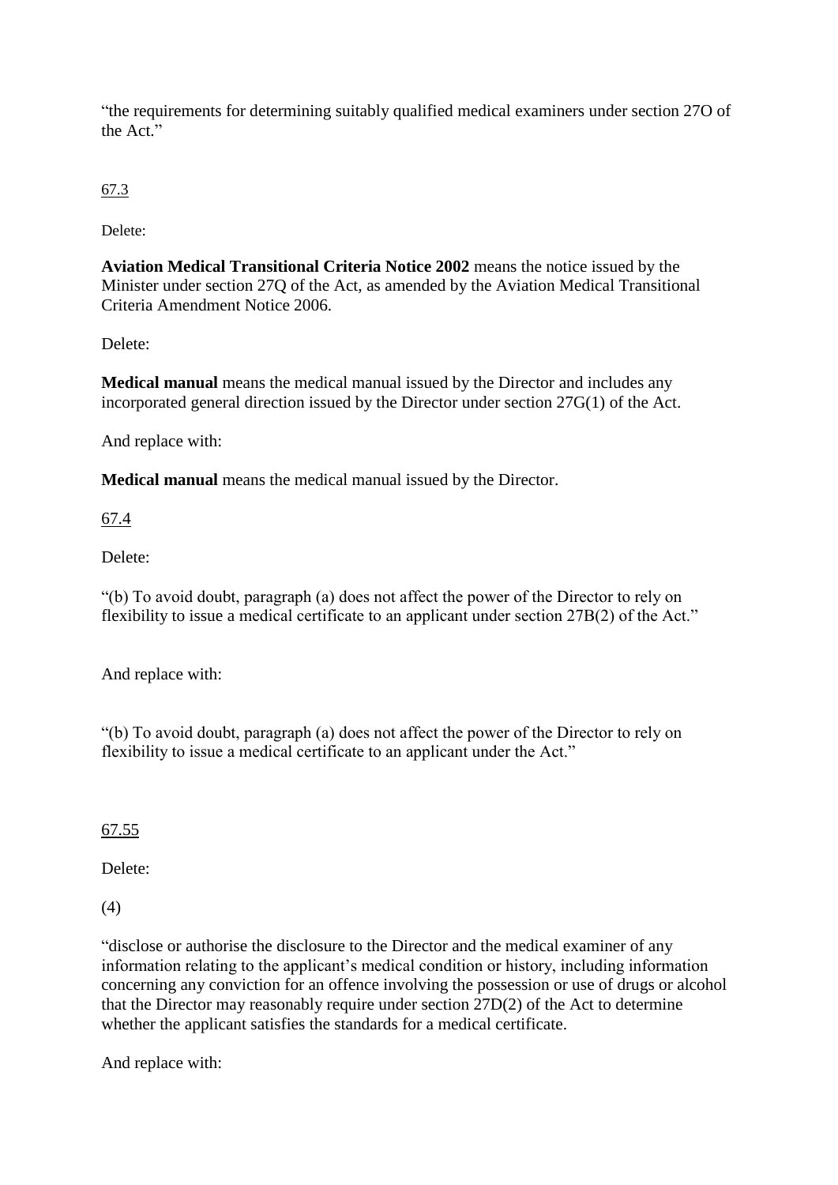“the requirements for determining suitably qualified medical examiners under section 27O of the Act.”

67.3

Delete:

**Aviation Medical Transitional Criteria Notice 2002** means the notice issued by the Minister under section 27Q of the Act, as amended by the Aviation Medical Transitional Criteria Amendment Notice 2006.

Delete:

**Medical manual** means the medical manual issued by the Director and includes any incorporated general direction issued by the Director under section 27G(1) of the Act.

And replace with:

**Medical manual** means the medical manual issued by the Director.

67.4

Delete:

“(b) To avoid doubt, paragraph (a) does not affect the power of the Director to rely on flexibility to issue a medical certificate to an applicant under section 27B(2) of the Act.”

And replace with:

“(b) To avoid doubt, paragraph (a) does not affect the power of the Director to rely on flexibility to issue a medical certificate to an applicant under the Act.”

67.55

Delete:

(4)

“disclose or authorise the disclosure to the Director and the medical examiner of any information relating to the applicant’s medical condition or history, including information concerning any conviction for an offence involving the possession or use of drugs or alcohol that the Director may reasonably require under section 27D(2) of the Act to determine whether the applicant satisfies the standards for a medical certificate.

And replace with: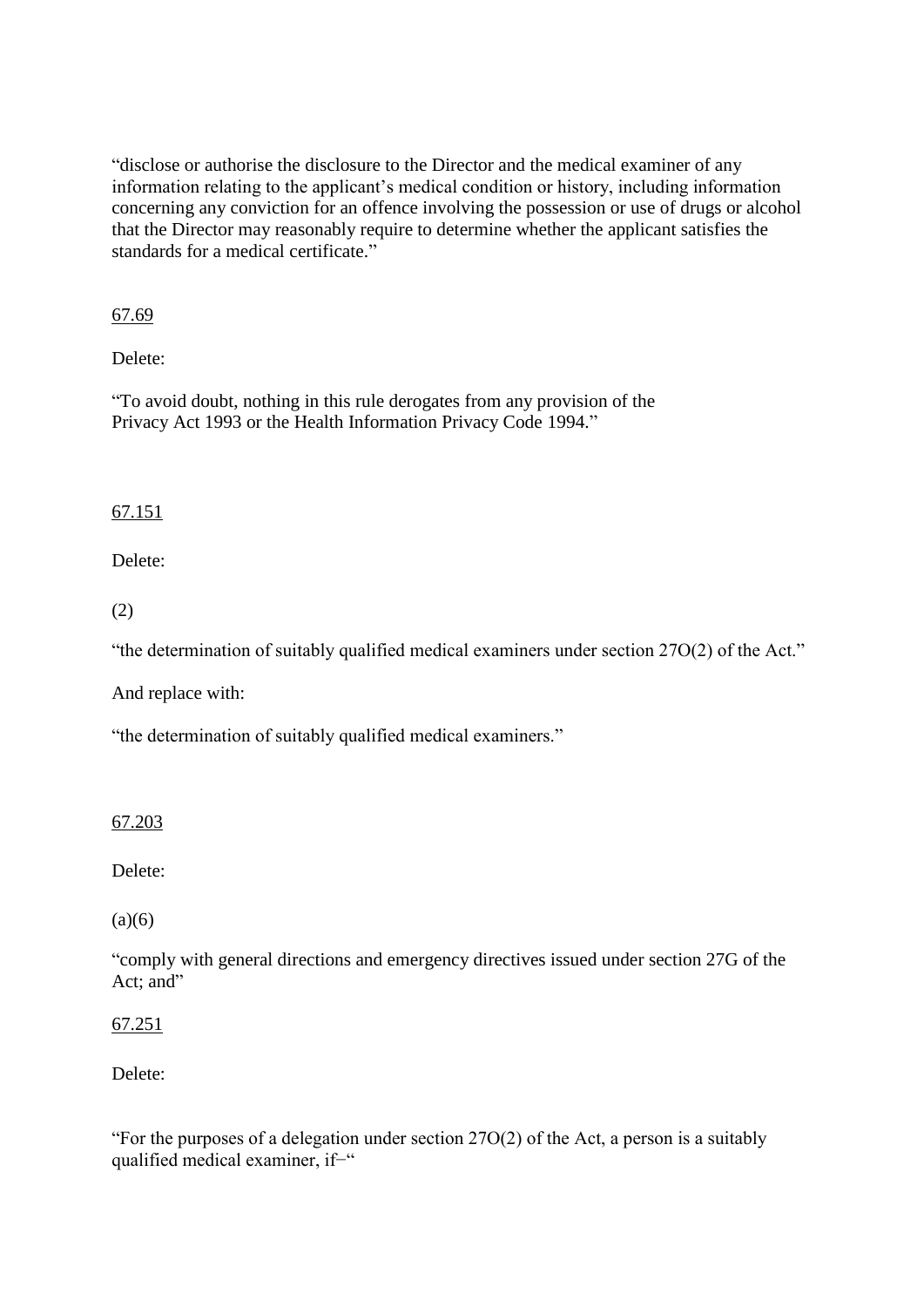“disclose or authorise the disclosure to the Director and the medical examiner of any information relating to the applicant’s medical condition or history, including information concerning any conviction for an offence involving the possession or use of drugs or alcohol that the Director may reasonably require to determine whether the applicant satisfies the standards for a medical certificate.”

<u>67.69</u>

Delete:

“To avoid doubt, nothing in this rule derogates from any provision of the Privacy Act 1993 or the Health Information Privacy Code 1994.”

<u>67.151</u>

Delete:

(2)

“the determination of suitably qualified medical examiners under section 27O(2) of the Act.”

And replace with:

“the determination of suitably qualified medical examiners.”

<u>67.203</u>

Delete:

(a)(6)

“comply with general directions and emergency directives issued under section 27G of the Act; and”

<u>67.251</u>

Delete:

“For the purposes of a delegation under section 27O(2) of the Act, a person is a suitably qualified medical examiner, if–“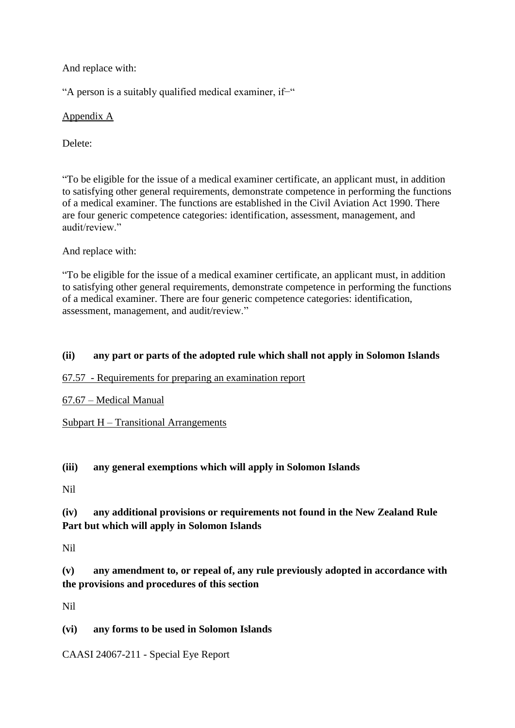And replace with:

"A person is a suitably qualified medical examiner, if–"

Appendix A

Delete:

"To be eligible for the issue of a medical examiner certificate, an applicant must, in addition to satisfying other general requirements, demonstrate competence in performing the functions of a medical examiner. The functions are established in the Civil Aviation Act 1990. There are four generic competence categories: identification, assessment, management, and audit/review."

And replace with:

"To be eligible for the issue of a medical examiner certificate, an applicant must, in addition to satisfying other general requirements, demonstrate competence in performing the functions of a medical examiner. There are four generic competence categories: identification, assessment, management, and audit/review."

**(ii) any part or parts of the adopted rule which shall not apply in Solomon Islands**

67.57 - Requirements for preparing an examination report

67.67 – Medical Manual

Subpart H – Transitional Arrangements

**(iii) any general exemptions which will apply in Solomon Islands**

Nil

**(iv) any additional provisions or requirements not found in the New Zealand Rule Part but which will apply in Solomon Islands**

Nil

**(v) any amendment to, or repeal of, any rule previously adopted in accordance with the provisions and procedures of this section**

Nil

**(vi) any forms to be used in Solomon Islands**

CAASI 24067-211 - Special Eye Report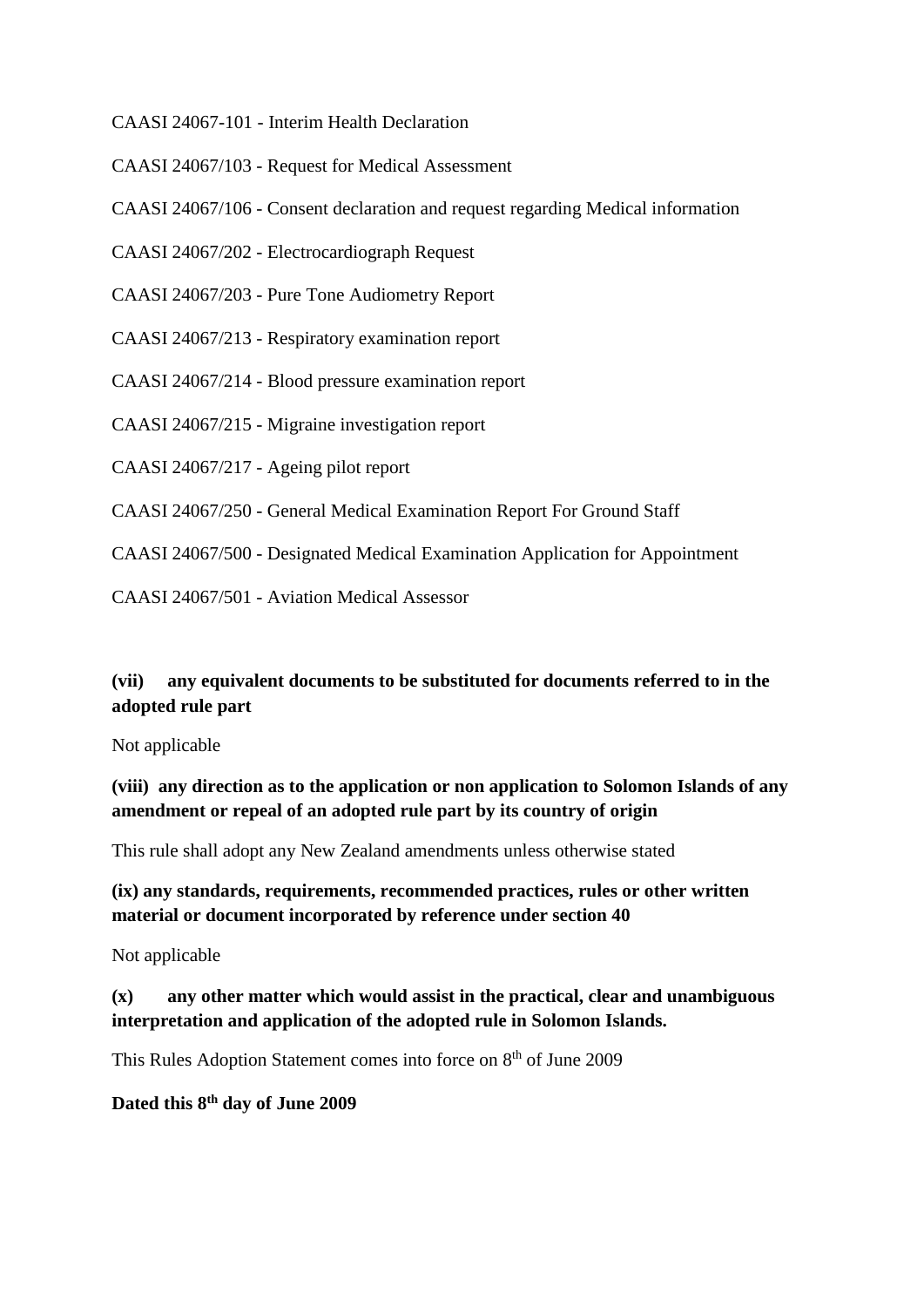CAASI 24067-101 - Interim Health Declaration

CAASI 24067/103 - Request for Medical Assessment

CAASI 24067/106 - Consent declaration and request regarding Medical information

CAASI 24067/202 - Electrocardiograph Request

CAASI 24067/203 - Pure Tone Audiometry Report

CAASI 24067/213 - Respiratory examination report

CAASI 24067/214 - Blood pressure examination report

CAASI 24067/215 - Migraine investigation report

CAASI 24067/217 - Ageing pilot report

CAASI 24067/250 - General Medical Examination Report For Ground Staff

CAASI 24067/500 - Designated Medical Examination Application for Appointment

CAASI 24067/501 - Aviation Medical Assessor

**(vii) any equivalent documents to be substituted for documents referred to in the adopted rule part**

Not applicable

**(viii) any direction as to the application or non application to Solomon Islands of any amendment or repeal of an adopted rule part by its country of origin**

This rule shall adopt any New Zealand amendments unless otherwise stated

**(ix) any standards, requirements, recommended practices, rules or other written material or document incorporated by reference under section 40**

Not applicable

**(x) any other matter which would assist in the practical, clear and unambiguous interpretation and application of the adopted rule in Solomon Islands.**

This Rules Adoption Statement comes into force on 8th of June 2009

**Dated this 8th day of June 2009**